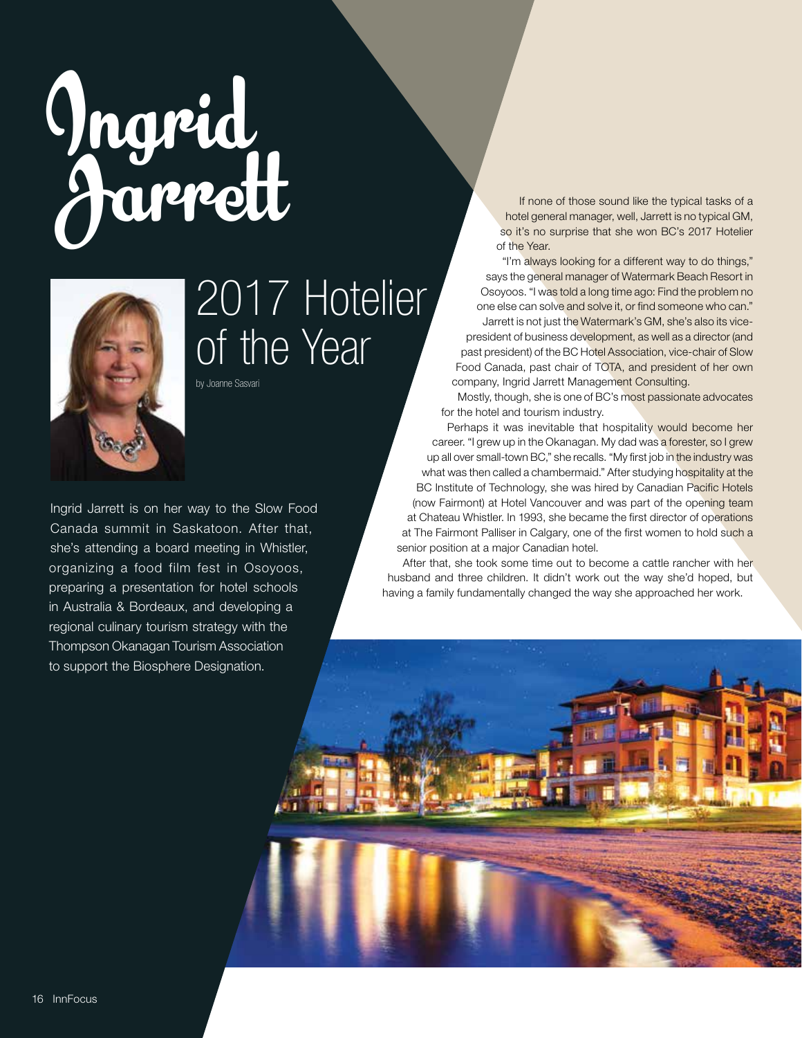# Ingrid Jarrett

## 2017 Hotelier of the Year

by Joanne Sasvari

Ingrid Jarrett is on her way to the Slow Food Canada summit in Saskatoon. After that, she's attending a board meeting in Whistler, organizing a food film fest in Osoyoos, preparing a presentation for hotel schools in Australia & Bordeaux, and developing a regional culinary tourism strategy with the Thompson Okanagan Tourism Association to support the Biosphere Designation.

If none of those sound like the typical tasks of a hotel general manager, well, Jarrett is no typical GM, so it's no surprise that she won BC's 2017 Hotelier of the Year.

"I'm always looking for a different way to do things," says the general manager of Watermark Beach Resort in Osoyoos. "I was told a long time ago: Find the problem no one else can solve and solve it, or find someone who can." Jarrett is not just the Watermark's GM, she's also its vice-president of business development, as well as a director (and past president) of the BC Hotel Association, vice-chair of Slow Food Canada, past chair of TOTA, and president of her own company, Ingrid Jarrett Management Consulting.

Mostly, though, she is one of BC's most passionate advocates for the hotel and tourism industry.

Perhaps it was inevitable that hospitality would become her career. "I grew up in the Okanagan. My dad was a forester, so I grew up all over small-town BC," she recalls. "My first job in the industry was what was then called a chambermaid." After studying hospitality at the BC Institute of Technology, she was hired by Canadian Pacific Hotels (now Fairmont) at Hotel Vancouver and was part of the opening team at Chateau Whistler. In 1993, she became the first director of operations at The Fairmont Palliser in Calgary, one of the first women to hold such a senior position at a major Canadian hotel.

After that, she took some time out to become a cattle rancher with her husband and three children. It didn't work out the way she'd hoped, but having a family fundamentally changed the way she approached her work.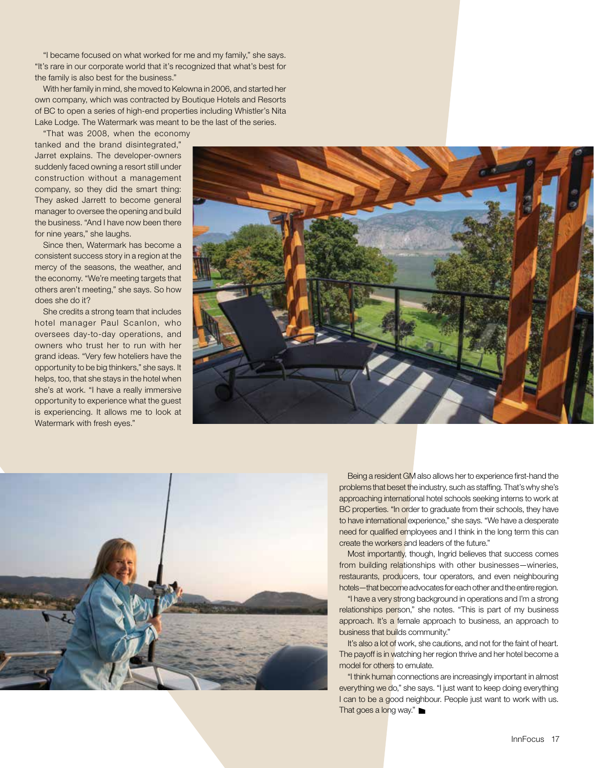"I became focused on what worked for me and my family," she says. "It's rare in our corporate world that it's recognized that what's best for the family is also best for the business."

With her family in mind, she moved to Kelowna in 2006, and started her own company, which was contracted by Boutique Hotels and Resorts of BC to open a series of high-end properties including Whistler's Nita Lake Lodge. The Watermark was meant to be the last of the series.

"That was 2008, when the economy tanked and the brand disintegrated," Jarret explains. The developer-owners suddenly faced owning a resort still under construction without a management company, so they did the smart thing: They asked Jarrett to become general manager to oversee the opening and build the business. "And I have now been there for nine years," she laughs.

Since then, Watermark has become a consistent success story in a region at the mercy of the seasons, the weather, and the economy. "We're meeting targets that others aren't meeting," she says. So how does she do it?

She credits a strong team that includes hotel manager Paul Scanlon, who oversees day-to-day operations, and owners who trust her to run with her grand ideas. "Very few hoteliers have the opportunity to be big thinkers," she says. It helps, too, that she stays in the hotel when she's at work. "I have a really immersive opportunity to experience what the guest is experiencing. It allows me to look at Watermark with fresh eyes."

Being a resident GM also allows her to experience first-hand the problems that beset the industry, such as staffing. That's why she's approaching international hotel schools seeking interns to work at BC properties. "In order to graduate from their schools, they have to have international experience," she says. "We have a desperate need for qualified employees and I think in the long term this can create the workers and leaders of the future."

Most importantly, though, Ingrid believes that success comes from building relationships with other businesses—wineries, restaurants, producers, tour operators, and even neighbouring hotels—that become advocates for each other and the entire region.

"I have a very strong background in operations and I'm a strong relationships person," she notes. "This is part of my business approach. It's a female approach to business, an approach to business that builds community."

It's also a lot of work, she cautions, and not for the faint of heart. The payoff is in watching her region thrive and her hotel become a model for others to emulate.

"I think human connections are increasingly important in almost everything we do," she says. "I just want to keep doing everything I can to be a good neighbour. People just want to work with us. That goes a long way."